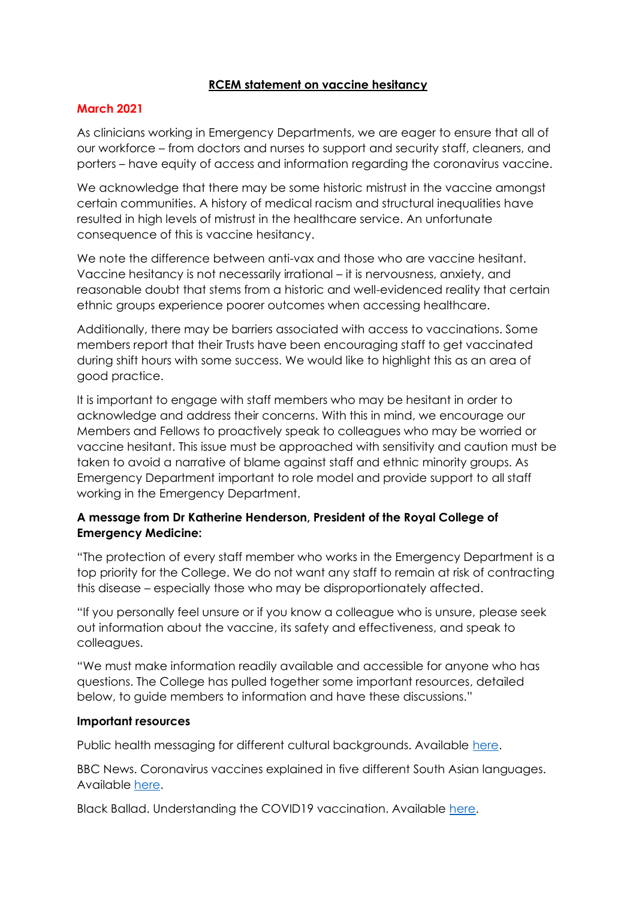# RCEM statement on vaccine hesitancy

**March 2021**

As clinicians working in Emergency Departments, we are eager to ensure that all of our workforce – from doctors and nurses to support and security staff, cleaners, and porters – have equity of access and information regarding the coronavirus vaccine.

We acknowledge that there may be some historic mistrust in the vaccine amongst certain communities. A history of medical racism and structural inequalities have resulted in high levels of mistrust in the healthcare service. An unfortunate consequence of this is vaccine hesitancy.

We note the difference between anti-vax and those who are vaccine hesitant. Vaccine hesitancy is not necessarily irrational – it is nervousness, anxiety, and reasonable doubt that stems from a historic and well-evidenced reality that certain ethnic groups experience poorer outcomes when accessing healthcare.

Additionally, there may be barriers associated with access to vaccinations. Some members report that their Trusts have been encouraging staff to get vaccinated during shift hours with some success. We would like to highlight this as an area of good practice.

It is important to engage with staff members who may be hesitant in order to acknowledge and address their concerns. With this in mind, we encourage our Members and Fellows to proactively speak to colleagues who may be worried or vaccine hesitant. This issue must be approached with sensitivity and caution must be taken to avoid a narrative of blame against staff and ethnic minority groups. As Emergency Department important to role model and provide support to all staff working in the Emergency Department.

**A message from Dr Katherine Henderson, President of the Royal College of Emergency Medicine:**

"The protection of every staff member who works in the Emergency Department is a top priority for the College. We do not want any staff to remain at risk of contracting this disease – especially those who may be disproportionately affected.

"If you personally feel unsure or if you know a colleague who is unsure, please seek out information about the vaccine, its safety and effectiveness, and speak to colleagues.

"We must make information readily available and accessible for anyone who has questions. The College has pulled together some important resources, detailed below, to guide members to information and have these discussions."

**Important resources**

Public health messaging for different cultural backgrounds. Available here.

BBC News. Coronavirus vaccines explained in five different South Asian languages. Available here.

Black Ballad. Understanding the COVID19 vaccination. Available here.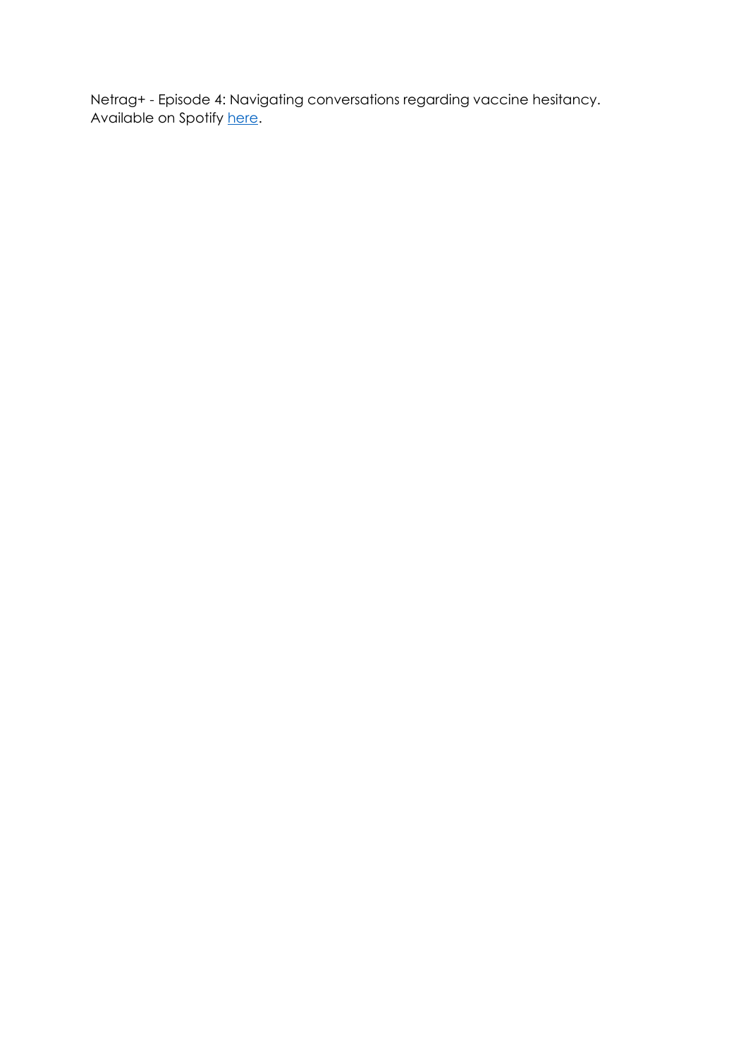Netrag+ - Episode 4: Navigating conversations regarding vaccine hesitancy. Available on Spotify here.